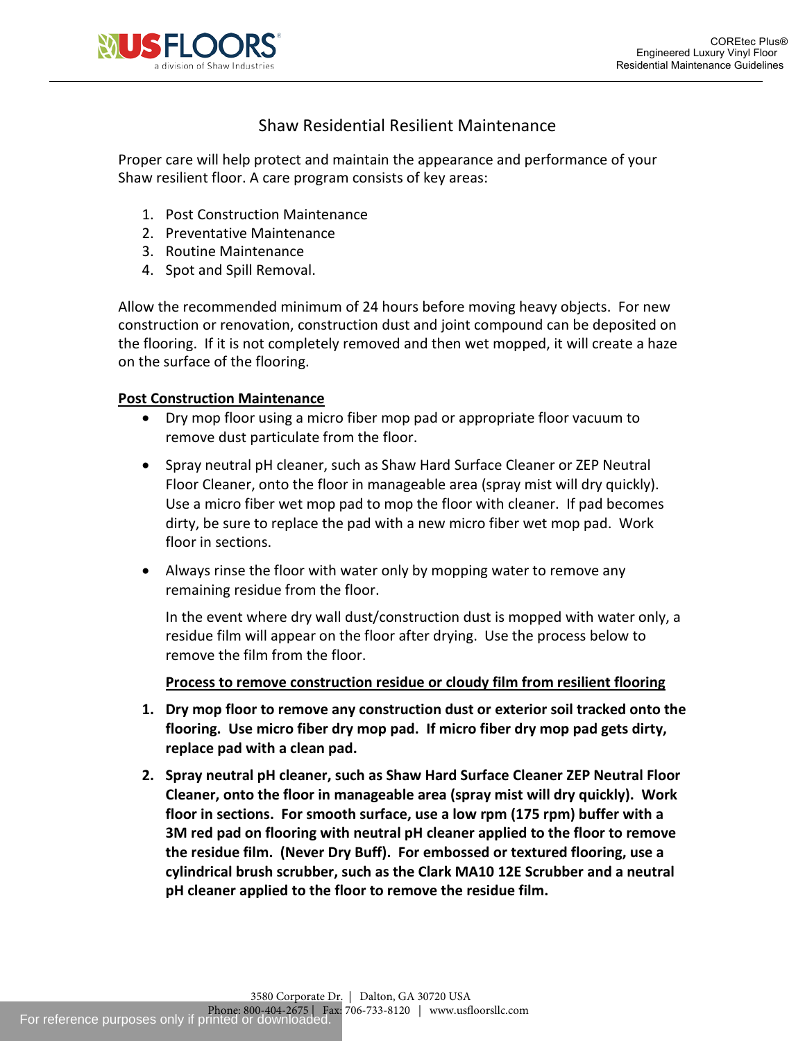# Shaw Residential Resilient Maintenance

Proper care will help protect and maintain the appearance and performance of your Shaw resilient floor. A care program consists of key areas:

1. Post Construction Maintenance
2. Preventative Maintenance
3. Routine Maintenance
4. Spot and Spill Removal.

Allow the recommended minimum of 24 hours before moving heavy objects. For new construction or renovation, construction dust and joint compound can be deposited on the flooring. If it is not completely removed and then wet mopped, it will create a haze on the surface of the flooring.

## Post Construction Maintenance

- Dry mop floor using a micro fiber mop pad or appropriate floor vacuum to remove dust particulate from the floor.
- Spray neutral pH cleaner, such as Shaw Hard Surface Cleaner or ZEP Neutral Floor Cleaner, onto the floor in manageable area (spray mist will dry quickly). Use a micro fiber wet mop pad to mop the floor with cleaner. If pad becomes dirty, be sure to replace the pad with a new micro fiber wet mop pad. Work floor in sections.
- Always rinse the floor with water only by mopping water to remove any remaining residue from the floor.

  In the event where dry wall dust/construction dust is mopped with water only, a residue film will appear on the floor after drying. Use the process below to remove the film from the floor.

### Process to remove construction residue or cloudy film from resilient flooring

1. **Dry mop floor to remove any construction dust or exterior soil tracked onto the flooring. Use micro fiber dry mop pad. If micro fiber dry mop pad gets dirty, replace pad with a clean pad.**
2. **Spray neutral pH cleaner, such as Shaw Hard Surface Cleaner ZEP Neutral Floor Cleaner, onto the floor in manageable area (spray mist will dry quickly). Work floor in sections. For smooth surface, use a low rpm (175 rpm) buffer with a 3M red pad on flooring with neutral pH cleaner applied to the floor to remove the residue film. (Never Dry Buff). For embossed or textured flooring, use a cylindrical brush scrubber, such as the Clark MA10 12E Scrubber and a neutral pH cleaner applied to the floor to remove the residue film.**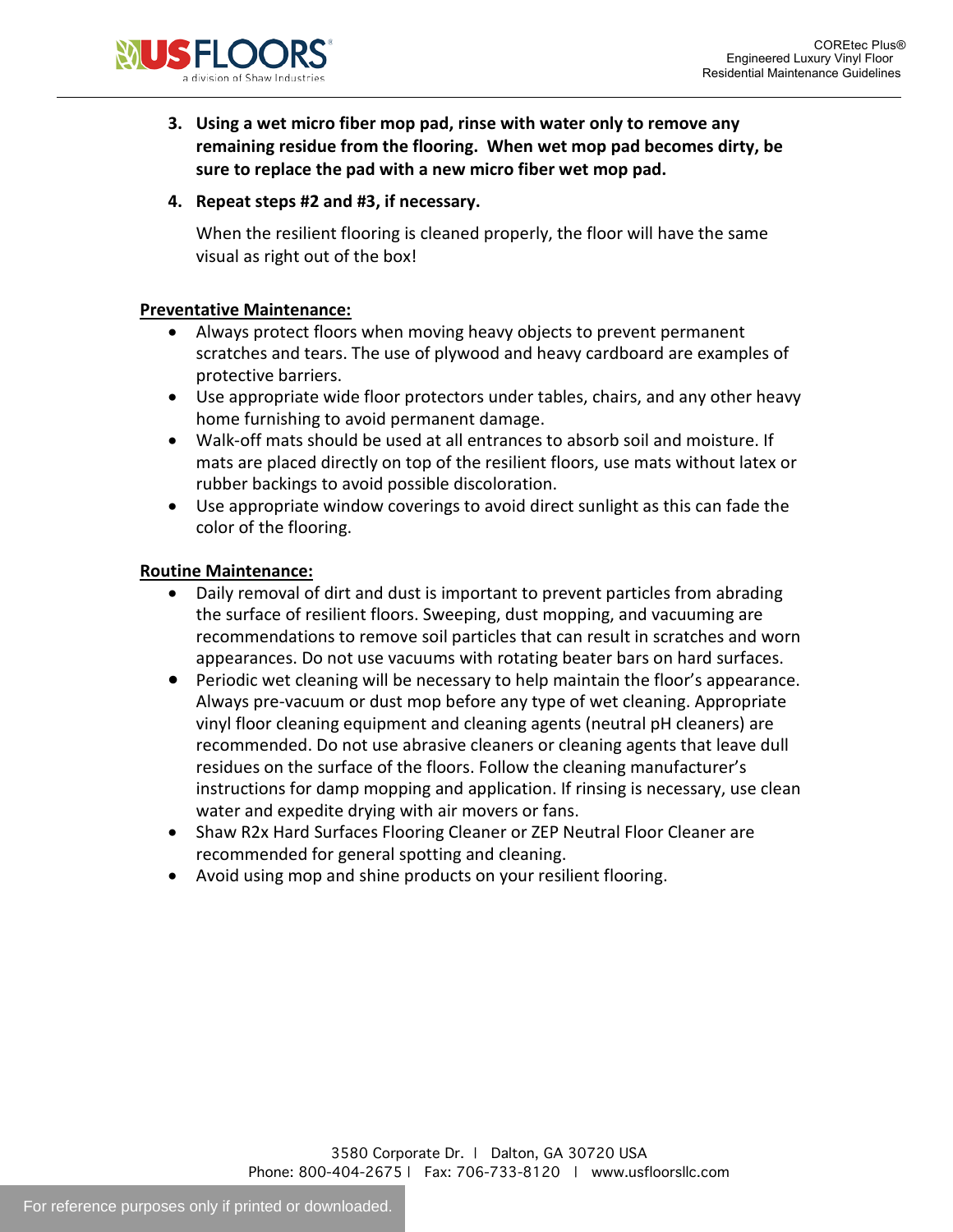3. **Using a wet micro fiber mop pad, rinse with water only to remove any remaining residue from the flooring. When wet mop pad becomes dirty, be sure to replace the pad with a new micro fiber wet mop pad.**
4. **Repeat steps #2 and #3, if necessary.**

   When the resilient flooring is cleaned properly, the floor will have the same visual as right out of the box!

**Preventative Maintenance:**

- Always protect floors when moving heavy objects to prevent permanent scratches and tears. The use of plywood and heavy cardboard are examples of protective barriers.
- Use appropriate wide floor protectors under tables, chairs, and any other heavy home furnishing to avoid permanent damage.
- Walk-off mats should be used at all entrances to absorb soil and moisture. If mats are placed directly on top of the resilient floors, use mats without latex or rubber backings to avoid possible discoloration.
- Use appropriate window coverings to avoid direct sunlight as this can fade the color of the flooring.

**Routine Maintenance:**

- Daily removal of dirt and dust is important to prevent particles from abrading the surface of resilient floors. Sweeping, dust mopping, and vacuuming are recommendations to remove soil particles that can result in scratches and worn appearances. Do not use vacuums with rotating beater bars on hard surfaces.
- Periodic wet cleaning will be necessary to help maintain the floor's appearance. Always pre-vacuum or dust mop before any type of wet cleaning. Appropriate vinyl floor cleaning equipment and cleaning agents (neutral pH cleaners) are recommended. Do not use abrasive cleaners or cleaning agents that leave dull residues on the surface of the floors. Follow the cleaning manufacturer's instructions for damp mopping and application. If rinsing is necessary, use clean water and expedite drying with air movers or fans.
- Shaw R2x Hard Surfaces Flooring Cleaner or ZEP Neutral Floor Cleaner are recommended for general spotting and cleaning.
- Avoid using mop and shine products on your resilient flooring.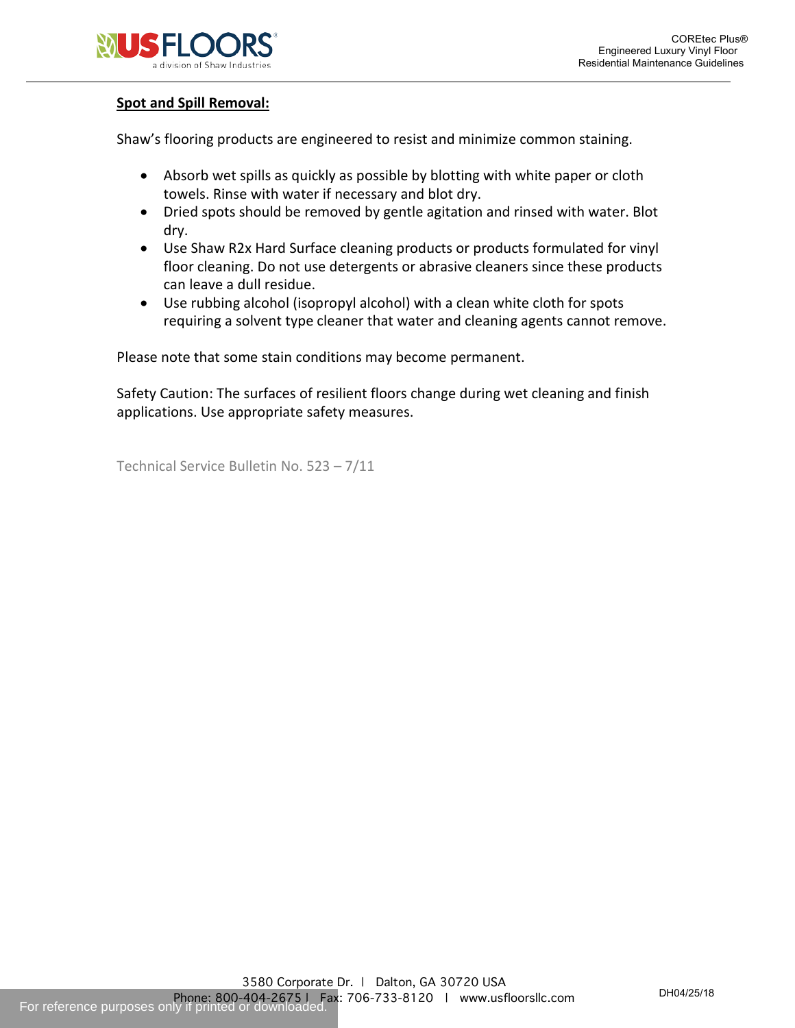## Spot and Spill Removal:

Shaw's flooring products are engineered to resist and minimize common staining.

- Absorb wet spills as quickly as possible by blotting with white paper or cloth towels. Rinse with water if necessary and blot dry.
- Dried spots should be removed by gentle agitation and rinsed with water. Blot dry.
- Use Shaw R2x Hard Surface cleaning products or products formulated for vinyl floor cleaning. Do not use detergents or abrasive cleaners since these products can leave a dull residue.
- Use rubbing alcohol (isopropyl alcohol) with a clean white cloth for spots requiring a solvent type cleaner that water and cleaning agents cannot remove.

Please note that some stain conditions may become permanent.

Safety Caution: The surfaces of resilient floors change during wet cleaning and finish applications. Use appropriate safety measures.

Technical Service Bulletin No. 523 – 7/11